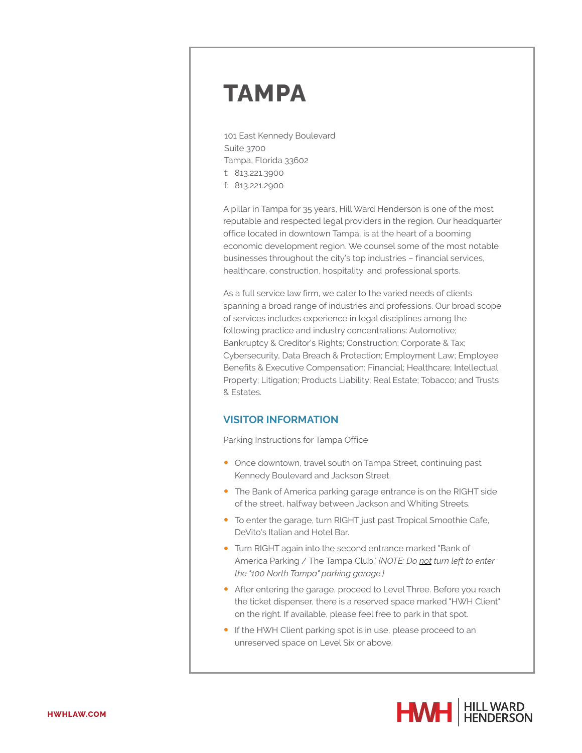# TAMPA

101 East Kennedy Boulevard
Suite 3700
Tampa, Florida 33602
t: 813.221.3900
f: 813.221.2900

A pillar in Tampa for 35 years, Hill Ward Henderson is one of the most reputable and respected legal providers in the region. Our headquarter office located in downtown Tampa, is at the heart of a booming economic development region. We counsel some of the most notable businesses throughout the city's top industries – financial services, healthcare, construction, hospitality, and professional sports.

As a full service law firm, we cater to the varied needs of clients spanning a broad range of industries and professions. Our broad scope of services includes experience in legal disciplines among the following practice and industry concentrations: Automotive; Bankruptcy & Creditor's Rights; Construction; Corporate & Tax; Cybersecurity, Data Breach & Protection; Employment Law; Employee Benefits & Executive Compensation; Financial; Healthcare; Intellectual Property; Litigation; Products Liability; Real Estate; Tobacco; and Trusts & Estates.

## VISITOR INFORMATION

Parking Instructions for Tampa Office

- Once downtown, travel south on Tampa Street, continuing past Kennedy Boulevard and Jackson Street.
- The Bank of America parking garage entrance is on the RIGHT side of the street, halfway between Jackson and Whiting Streets.
- To enter the garage, turn RIGHT just past Tropical Smoothie Cafe, DeVito's Italian and Hotel Bar.
- Turn RIGHT again into the second entrance marked "Bank of America Parking / The Tampa Club." *[NOTE: Do not turn left to enter the "100 North Tampa" parking garage.]*
- After entering the garage, proceed to Level Three. Before you reach the ticket dispenser, there is a reserved space marked "HWH Client" on the right. If available, please feel free to park in that spot.
- If the HWH Client parking spot is in use, please proceed to an unreserved space on Level Six or above.

HWHLAW.COM

HWH HILL WARD HENDERSON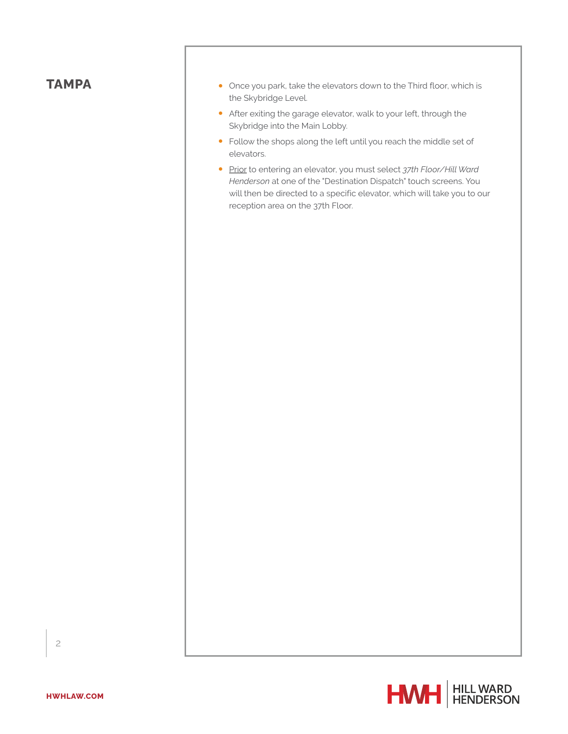## TAMPA

- Once you park, take the elevators down to the Third floor, which is the Skybridge Level.
- After exiting the garage elevator, walk to your left, through the Skybridge into the Main Lobby.
- Follow the shops along the left until you reach the middle set of elevators.
- <u>Prior</u> to entering an elevator, you must select *37th Floor/Hill Ward Henderson* at one of the "Destination Dispatch" touch screens. You will then be directed to a specific elevator, which will take you to our reception area on the 37th Floor.